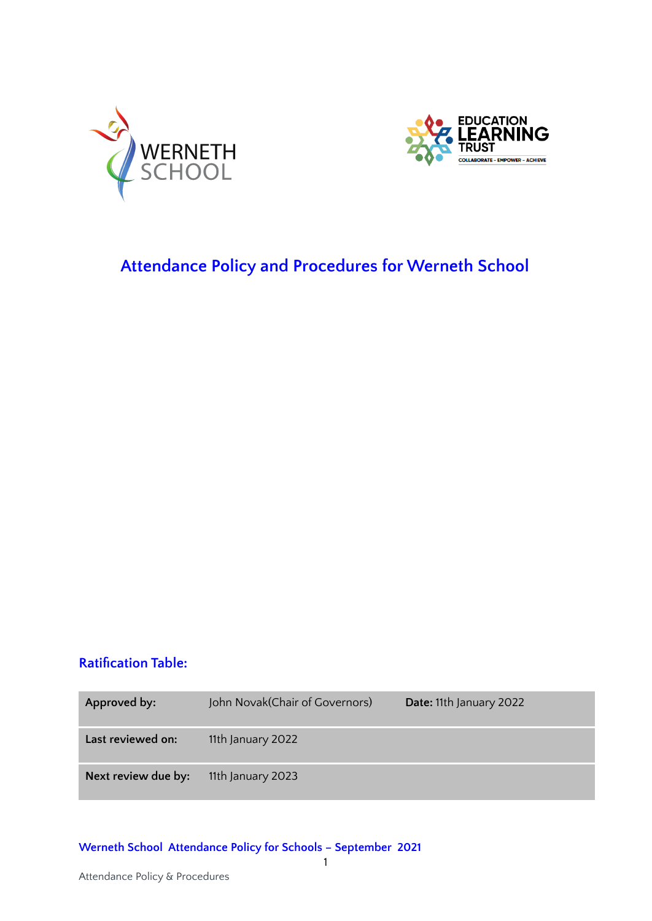WERNETH SCHOOL

EDUCATION LEARNING TRUST
COLLABORATE - EMPOWER - ACHIEVE

# Attendance Policy and Procedures for Werneth School

## Ratification Table:

| Approved by: | John Novak(Chair of Governors) | **Date:** 11th January 2022 |
|---|---|---|
| **Last reviewed on:** | 11th January 2022 | |
| **Next review due by:** | 11th January 2023 | |

**Werneth School Attendance Policy for Schools – September 2021**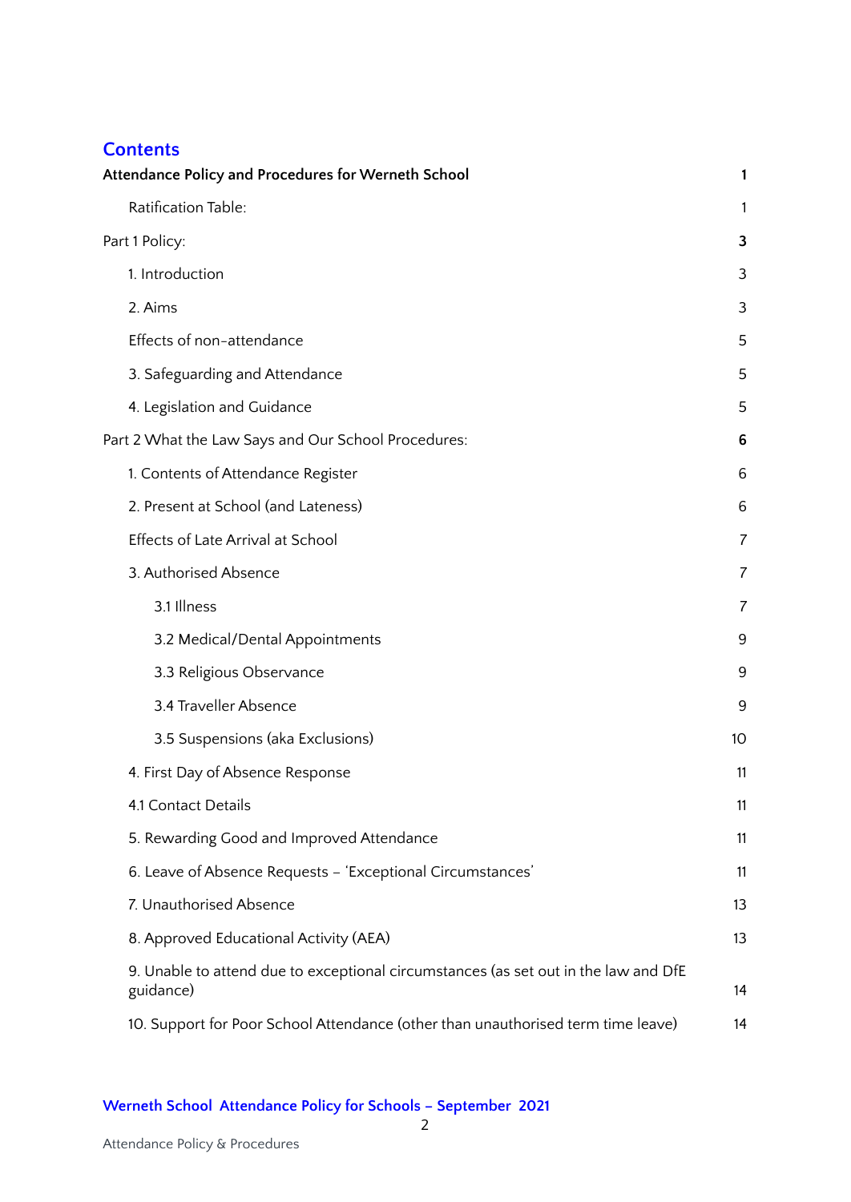## Contents

| | |
|---|---|
| **Attendance Policy and Procedures for Werneth School** | **1** |
| Ratification Table: | 1 |
| Part 1 Policy: | **3** |
| 1. Introduction | 3 |
| 2. Aims | 3 |
| Effects of non-attendance | 5 |
| 3. Safeguarding and Attendance | 5 |
| 4. Legislation and Guidance | 5 |
| Part 2 What the Law Says and Our School Procedures: | **6** |
| 1. Contents of Attendance Register | 6 |
| 2. Present at School (and Lateness) | 6 |
| Effects of Late Arrival at School | 7 |
| 3. Authorised Absence | 7 |
| 3.1 Illness | 7 |
| 3.2 Medical/Dental Appointments | 9 |
| 3.3 Religious Observance | 9 |
| 3.4 Traveller Absence | 9 |
| 3.5 Suspensions (aka Exclusions) | 10 |
| 4. First Day of Absence Response | 11 |
| 4.1 Contact Details | 11 |
| 5. Rewarding Good and Improved Attendance | 11 |
| 6. Leave of Absence Requests – 'Exceptional Circumstances' | 11 |
| 7. Unauthorised Absence | 13 |
| 8. Approved Educational Activity (AEA) | 13 |
| 9. Unable to attend due to exceptional circumstances (as set out in the law and DfE guidance) | 14 |
| 10. Support for Poor School Attendance (other than unauthorised term time leave) | 14 |

**Werneth School Attendance Policy for Schools – September 2021**

Attendance Policy & Procedures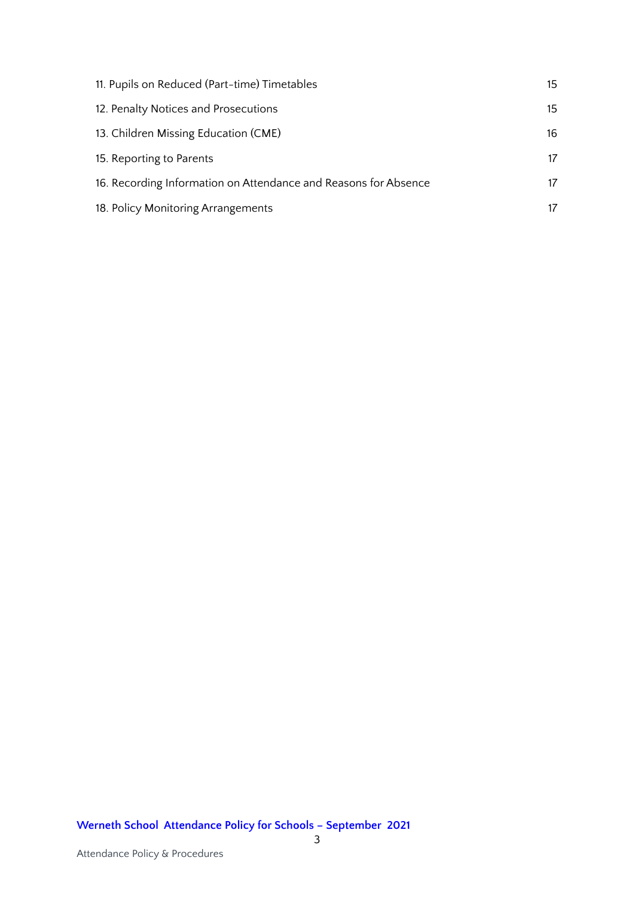| | |
|---|---|
| 11. Pupils on Reduced (Part-time) Timetables | 15 |
| 12. Penalty Notices and Prosecutions | 15 |
| 13. Children Missing Education (CME) | 16 |
| 15. Reporting to Parents | 17 |
| 16. Recording Information on Attendance and Reasons for Absence | 17 |
| 18. Policy Monitoring Arrangements | 17 |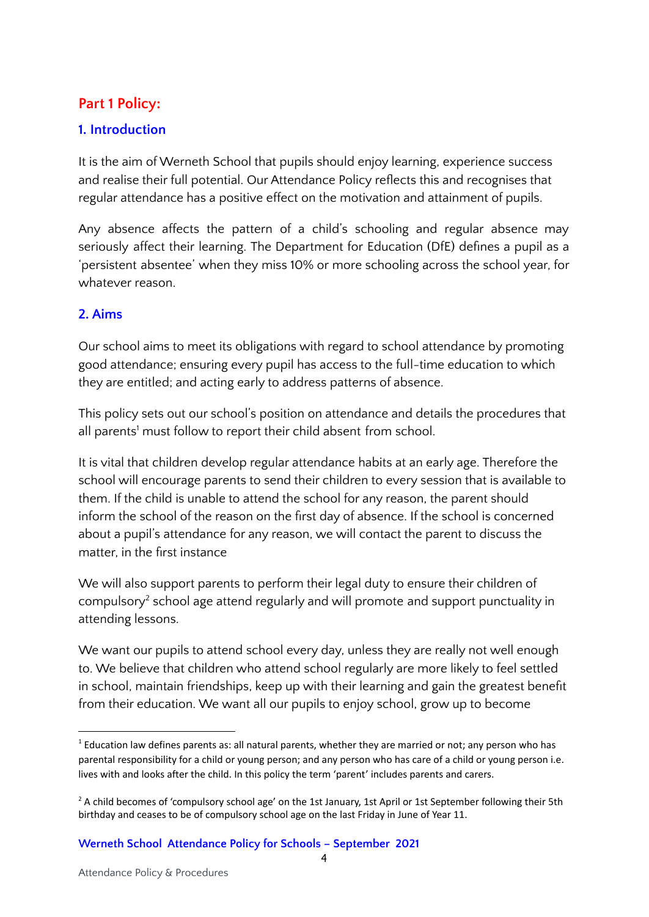## Part 1 Policy:

### 1. Introduction

It is the aim of Werneth School that pupils should enjoy learning, experience success and realise their full potential. Our Attendance Policy reflects this and recognises that regular attendance has a positive effect on the motivation and attainment of pupils.

Any absence affects the pattern of a child's schooling and regular absence may seriously affect their learning. The Department for Education (DfE) defines a pupil as a 'persistent absentee' when they miss 10% or more schooling across the school year, for whatever reason.

### 2. Aims

Our school aims to meet its obligations with regard to school attendance by promoting good attendance; ensuring every pupil has access to the full-time education to which they are entitled; and acting early to address patterns of absence.

This policy sets out our school's position on attendance and details the procedures that all parents[1] must follow to report their child absent from school.

It is vital that children develop regular attendance habits at an early age. Therefore the school will encourage parents to send their children to every session that is available to them. If the child is unable to attend the school for any reason, the parent should inform the school of the reason on the first day of absence. If the school is concerned about a pupil's attendance for any reason, we will contact the parent to discuss the matter, in the first instance

We will also support parents to perform their legal duty to ensure their children of compulsory[2] school age attend regularly and will promote and support punctuality in attending lessons.

We want our pupils to attend school every day, unless they are really not well enough to. We believe that children who attend school regularly are more likely to feel settled in school, maintain friendships, keep up with their learning and gain the greatest benefit from their education. We want all our pupils to enjoy school, grow up to become

---

[1] Education law defines parents as: all natural parents, whether they are married or not; any person who has parental responsibility for a child or young person; and any person who has care of a child or young person i.e. lives with and looks after the child. In this policy the term 'parent' includes parents and carers.

[2] A child becomes of 'compulsory school age' on the 1st January, 1st April or 1st September following their 5th birthday and ceases to be of compulsory school age on the last Friday in June of Year 11.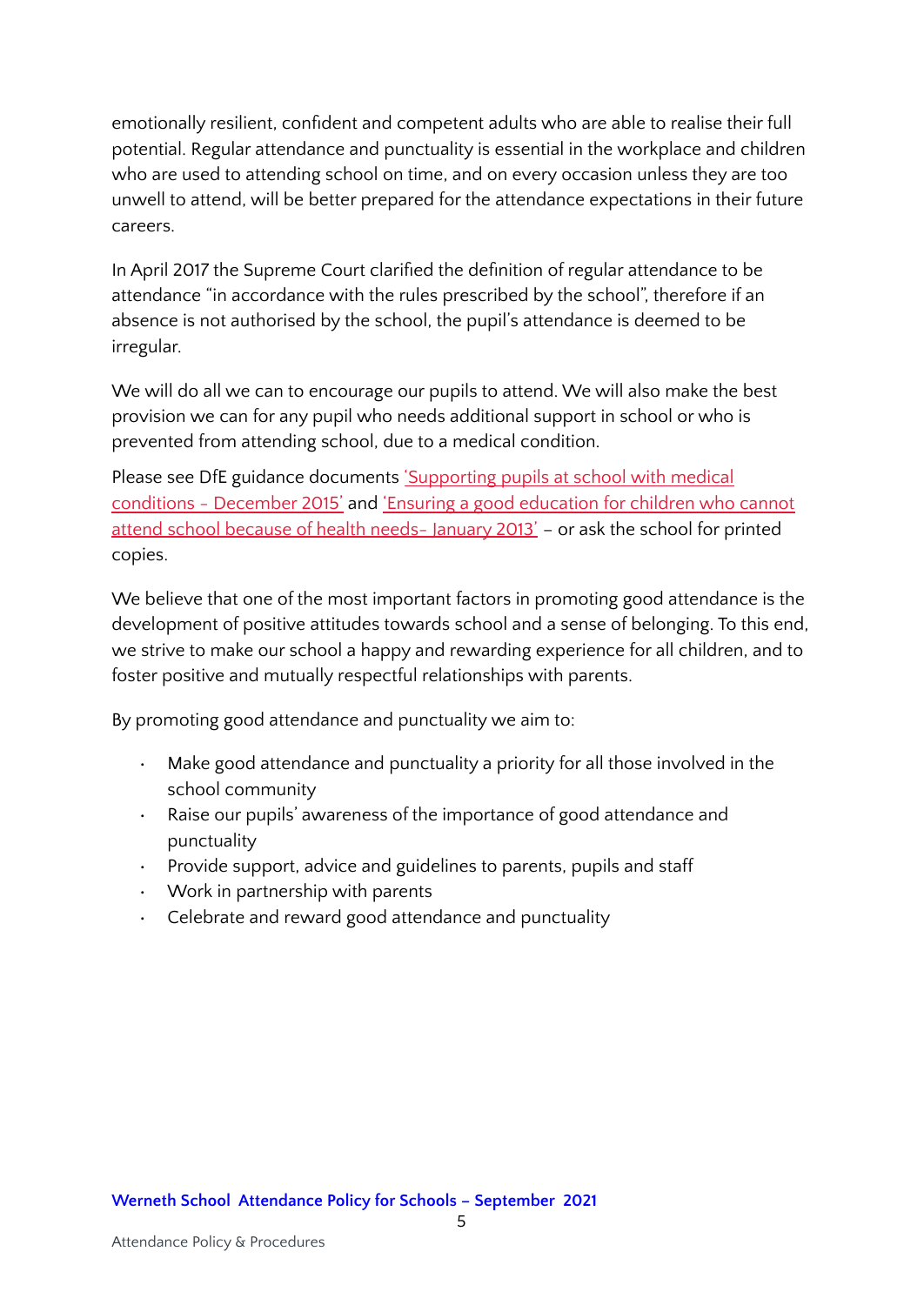emotionally resilient, confident and competent adults who are able to realise their full potential. Regular attendance and punctuality is essential in the workplace and children who are used to attending school on time, and on every occasion unless they are too unwell to attend, will be better prepared for the attendance expectations in their future careers.

In April 2017 the Supreme Court clarified the definition of regular attendance to be attendance "in accordance with the rules prescribed by the school", therefore if an absence is not authorised by the school, the pupil's attendance is deemed to be irregular.

We will do all we can to encourage our pupils to attend. We will also make the best provision we can for any pupil who needs additional support in school or who is prevented from attending school, due to a medical condition.

Please see DfE guidance documents 'Supporting pupils at school with medical conditions - December 2015' and 'Ensuring a good education for children who cannot attend school because of health needs- January 2013' – or ask the school for printed copies.

We believe that one of the most important factors in promoting good attendance is the development of positive attitudes towards school and a sense of belonging. To this end, we strive to make our school a happy and rewarding experience for all children, and to foster positive and mutually respectful relationships with parents.

By promoting good attendance and punctuality we aim to:

- Make good attendance and punctuality a priority for all those involved in the school community
- Raise our pupils' awareness of the importance of good attendance and punctuality
- Provide support, advice and guidelines to parents, pupils and staff
- Work in partnership with parents
- Celebrate and reward good attendance and punctuality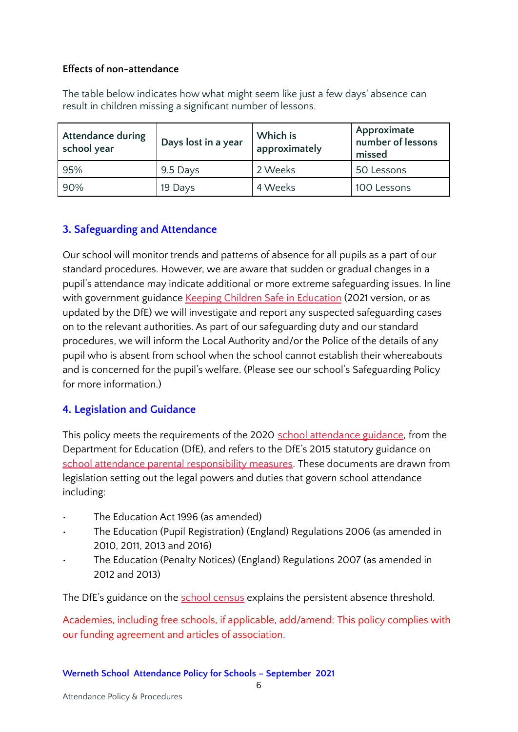**Effects of non-attendance**

The table below indicates how what might seem like just a few days' absence can result in children missing a significant number of lessons.

| Attendance during school year | Days lost in a year | Which is approximately | Approximate number of lessons missed |
|---|---|---|---|
| 95% | 9.5 Days | 2 Weeks | 50 Lessons |
| 90% | 19 Days | 4 Weeks | 100 Lessons |

## 3. Safeguarding and Attendance

Our school will monitor trends and patterns of absence for all pupils as a part of our standard procedures. However, we are aware that sudden or gradual changes in a pupil's attendance may indicate additional or more extreme safeguarding issues. In line with government guidance Keeping Children Safe in Education (2021 version, or as updated by the DfE) we will investigate and report any suspected safeguarding cases on to the relevant authorities. As part of our safeguarding duty and our standard procedures, we will inform the Local Authority and/or the Police of the details of any pupil who is absent from school when the school cannot establish their whereabouts and is concerned for the pupil's welfare. (Please see our school's Safeguarding Policy for more information.)

## 4. Legislation and Guidance

This policy meets the requirements of the 2020 school attendance guidance, from the Department for Education (DfE), and refers to the DfE's 2015 statutory guidance on school attendance parental responsibility measures. These documents are drawn from legislation setting out the legal powers and duties that govern school attendance including:

- The Education Act 1996 (as amended)
- The Education (Pupil Registration) (England) Regulations 2006 (as amended in 2010, 2011, 2013 and 2016)
- The Education (Penalty Notices) (England) Regulations 2007 (as amended in 2012 and 2013)

The DfE's guidance on the school census explains the persistent absence threshold.

Academies, including free schools, if applicable, add/amend: This policy complies with our funding agreement and articles of association.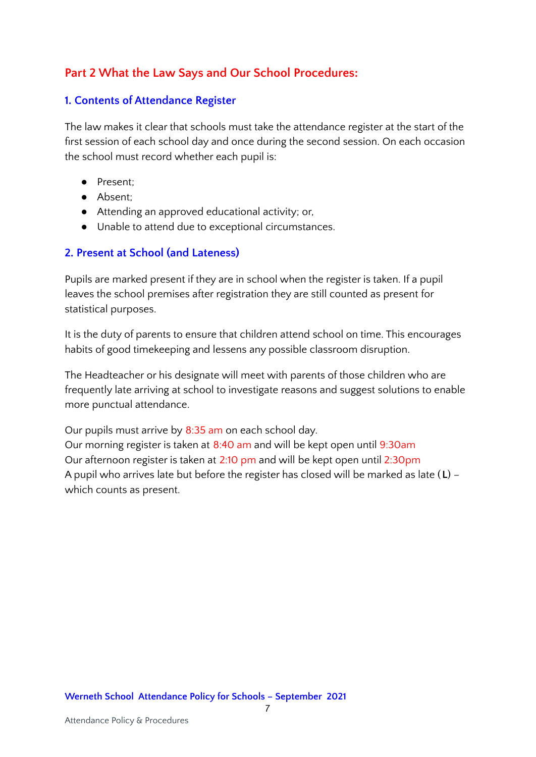## Part 2 What the Law Says and Our School Procedures:

### 1. Contents of Attendance Register

The law makes it clear that schools must take the attendance register at the start of the first session of each school day and once during the second session. On each occasion the school must record whether each pupil is:

- Present;
- Absent;
- Attending an approved educational activity; or,
- Unable to attend due to exceptional circumstances.

### 2. Present at School (and Lateness)

Pupils are marked present if they are in school when the register is taken. If a pupil leaves the school premises after registration they are still counted as present for statistical purposes.

It is the duty of parents to ensure that children attend school on time. This encourages habits of good timekeeping and lessens any possible classroom disruption.

The Headteacher or his designate will meet with parents of those children who are frequently late arriving at school to investigate reasons and suggest solutions to enable more punctual attendance.

Our pupils must arrive by 8:35 am on each school day.
Our morning register is taken at 8:40 am and will be kept open until 9:30am
Our afternoon register is taken at 2:10 pm and will be kept open until 2:30pm
A pupil who arrives late but before the register has closed will be marked as late (**L**) – which counts as present.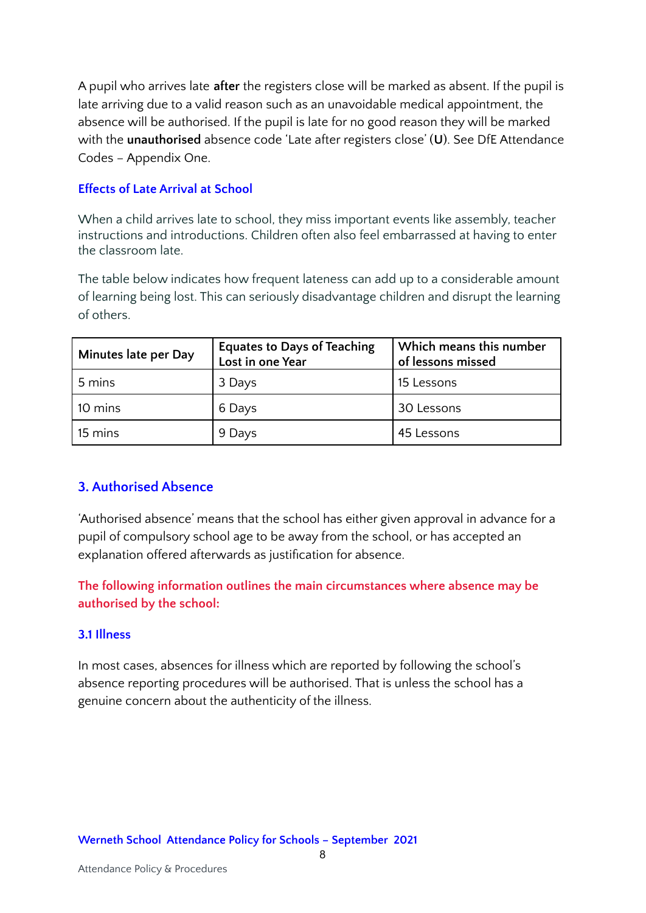A pupil who arrives late **after** the registers close will be marked as absent. If the pupil is late arriving due to a valid reason such as an unavoidable medical appointment, the absence will be authorised. If the pupil is late for no good reason they will be marked with the **unauthorised** absence code 'Late after registers close' (**U**). See DfE Attendance Codes – Appendix One.

### Effects of Late Arrival at School

When a child arrives late to school, they miss important events like assembly, teacher instructions and introductions. Children often also feel embarrassed at having to enter the classroom late.

The table below indicates how frequent lateness can add up to a considerable amount of learning being lost. This can seriously disadvantage children and disrupt the learning of others.

| Minutes late per Day | Equates to Days of Teaching Lost in one Year | Which means this number of lessons missed |
|---|---|---|
| 5 mins | 3 Days | 15 Lessons |
| 10 mins | 6 Days | 30 Lessons |
| 15 mins | 9 Days | 45 Lessons |

## 3. Authorised Absence

'Authorised absence' means that the school has either given approval in advance for a pupil of compulsory school age to be away from the school, or has accepted an explanation offered afterwards as justification for absence.

**The following information outlines the main circumstances where absence may be authorised by the school:**

### 3.1 Illness

In most cases, absences for illness which are reported by following the school's absence reporting procedures will be authorised. That is unless the school has a genuine concern about the authenticity of the illness.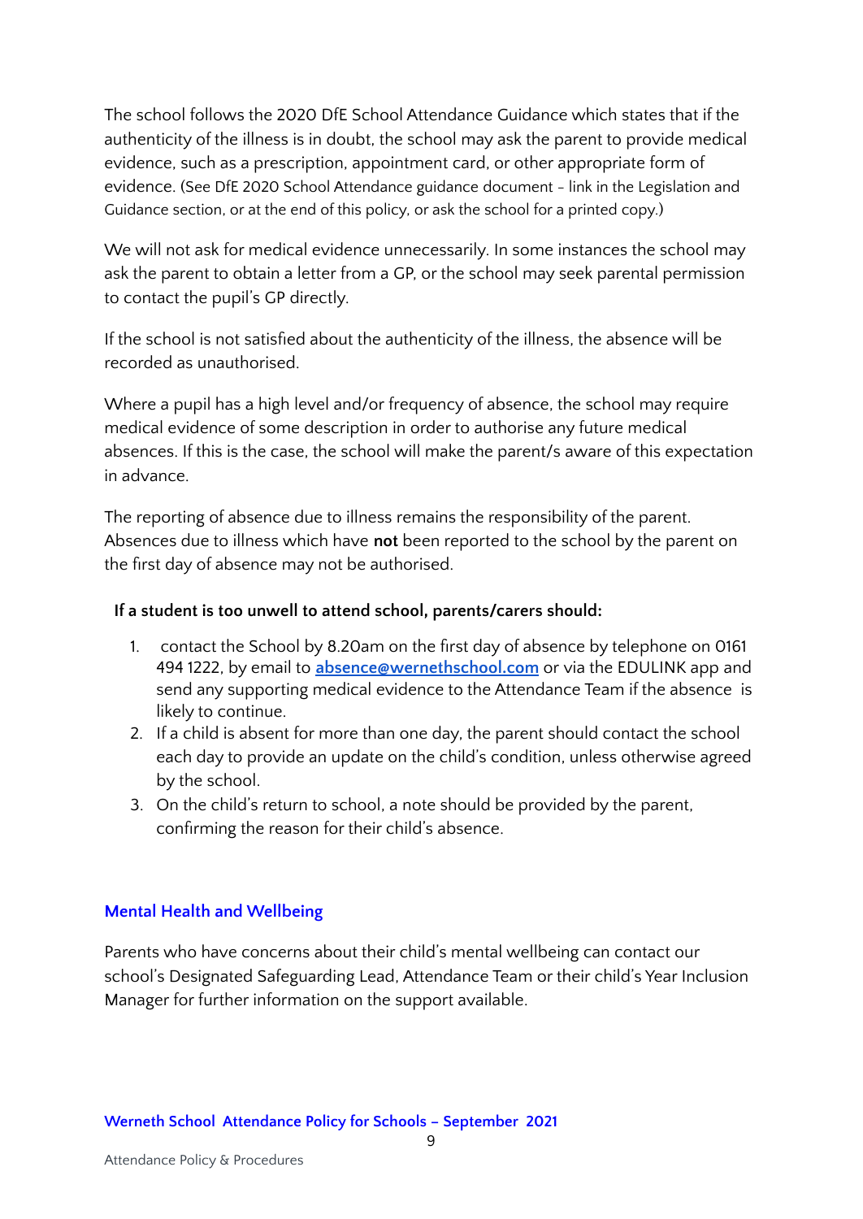The school follows the 2020 DfE School Attendance Guidance which states that if the authenticity of the illness is in doubt, the school may ask the parent to provide medical evidence, such as a prescription, appointment card, or other appropriate form of evidence. (See DfE 2020 School Attendance guidance document - link in the Legislation and Guidance section, or at the end of this policy, or ask the school for a printed copy.)

We will not ask for medical evidence unnecessarily. In some instances the school may ask the parent to obtain a letter from a GP, or the school may seek parental permission to contact the pupil's GP directly.

If the school is not satisfied about the authenticity of the illness, the absence will be recorded as unauthorised.

Where a pupil has a high level and/or frequency of absence, the school may require medical evidence of some description in order to authorise any future medical absences. If this is the case, the school will make the parent/s aware of this expectation in advance.

The reporting of absence due to illness remains the responsibility of the parent. Absences due to illness which have **not** been reported to the school by the parent on the first day of absence may not be authorised.

**If a student is too unwell to attend school, parents/carers should:**

1. contact the School by 8.20am on the first day of absence by telephone on 0161 494 1222, by email to **absence@wernethschool.com** or via the EDULINK app and send any supporting medical evidence to the Attendance Team if the absence is likely to continue.
2. If a child is absent for more than one day, the parent should contact the school each day to provide an update on the child's condition, unless otherwise agreed by the school.
3. On the child's return to school, a note should be provided by the parent, confirming the reason for their child's absence.

## Mental Health and Wellbeing

Parents who have concerns about their child's mental wellbeing can contact our school's Designated Safeguarding Lead, Attendance Team or their child's Year Inclusion Manager for further information on the support available.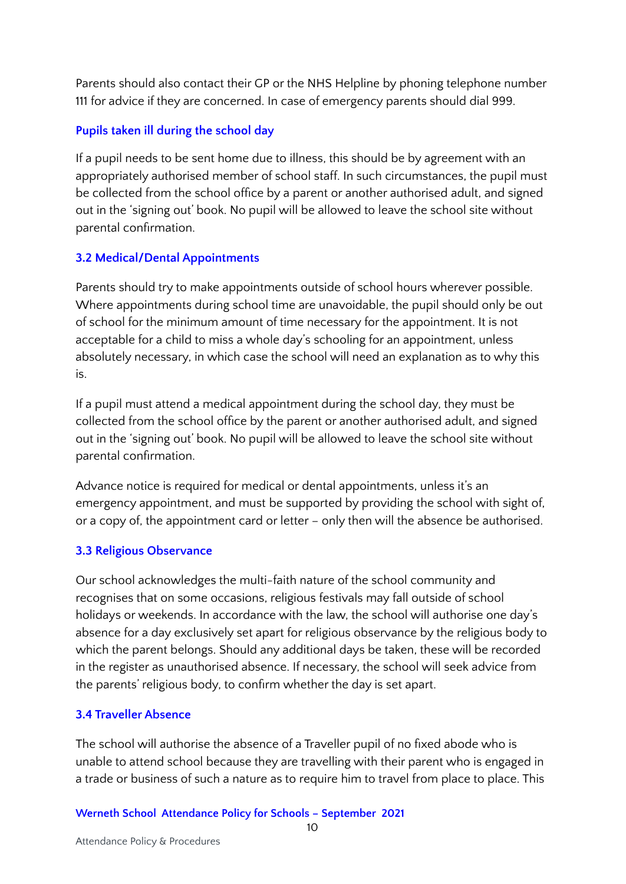Parents should also contact their GP or the NHS Helpline by phoning telephone number 111 for advice if they are concerned. In case of emergency parents should dial 999.

### Pupils taken ill during the school day

If a pupil needs to be sent home due to illness, this should be by agreement with an appropriately authorised member of school staff. In such circumstances, the pupil must be collected from the school office by a parent or another authorised adult, and signed out in the 'signing out' book. No pupil will be allowed to leave the school site without parental confirmation.

### 3.2 Medical/Dental Appointments

Parents should try to make appointments outside of school hours wherever possible. Where appointments during school time are unavoidable, the pupil should only be out of school for the minimum amount of time necessary for the appointment. It is not acceptable for a child to miss a whole day's schooling for an appointment, unless absolutely necessary, in which case the school will need an explanation as to why this is.

If a pupil must attend a medical appointment during the school day, they must be collected from the school office by the parent or another authorised adult, and signed out in the 'signing out' book. No pupil will be allowed to leave the school site without parental confirmation.

Advance notice is required for medical or dental appointments, unless it's an emergency appointment, and must be supported by providing the school with sight of, or a copy of, the appointment card or letter – only then will the absence be authorised.

### 3.3 Religious Observance

Our school acknowledges the multi-faith nature of the school community and recognises that on some occasions, religious festivals may fall outside of school holidays or weekends. In accordance with the law, the school will authorise one day's absence for a day exclusively set apart for religious observance by the religious body to which the parent belongs. Should any additional days be taken, these will be recorded in the register as unauthorised absence. If necessary, the school will seek advice from the parents' religious body, to confirm whether the day is set apart.

### 3.4 Traveller Absence

The school will authorise the absence of a Traveller pupil of no fixed abode who is unable to attend school because they are travelling with their parent who is engaged in a trade or business of such a nature as to require him to travel from place to place. This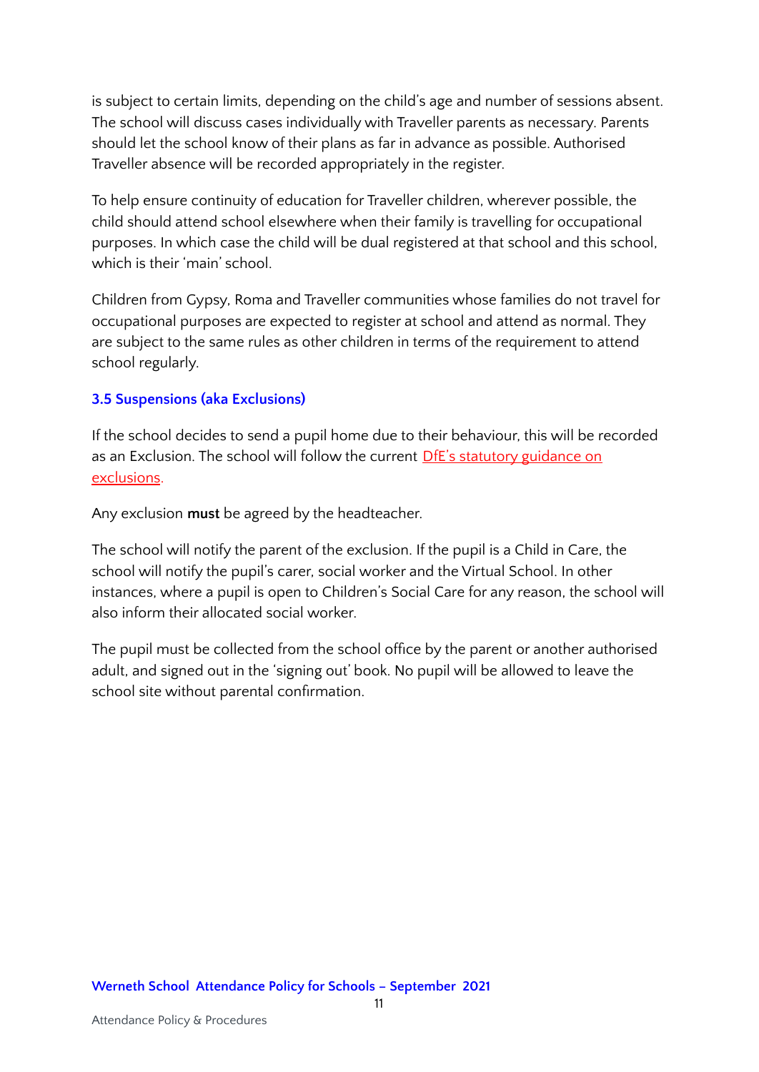is subject to certain limits, depending on the child's age and number of sessions absent. The school will discuss cases individually with Traveller parents as necessary. Parents should let the school know of their plans as far in advance as possible. Authorised Traveller absence will be recorded appropriately in the register.

To help ensure continuity of education for Traveller children, wherever possible, the child should attend school elsewhere when their family is travelling for occupational purposes. In which case the child will be dual registered at that school and this school, which is their 'main' school.

Children from Gypsy, Roma and Traveller communities whose families do not travel for occupational purposes are expected to register at school and attend as normal. They are subject to the same rules as other children in terms of the requirement to attend school regularly.

### 3.5 Suspensions (aka Exclusions)

If the school decides to send a pupil home due to their behaviour, this will be recorded as an Exclusion. The school will follow the current DfE's statutory guidance on exclusions.

Any exclusion **must** be agreed by the headteacher.

The school will notify the parent of the exclusion. If the pupil is a Child in Care, the school will notify the pupil's carer, social worker and the Virtual School. In other instances, where a pupil is open to Children's Social Care for any reason, the school will also inform their allocated social worker.

The pupil must be collected from the school office by the parent or another authorised adult, and signed out in the 'signing out' book. No pupil will be allowed to leave the school site without parental confirmation.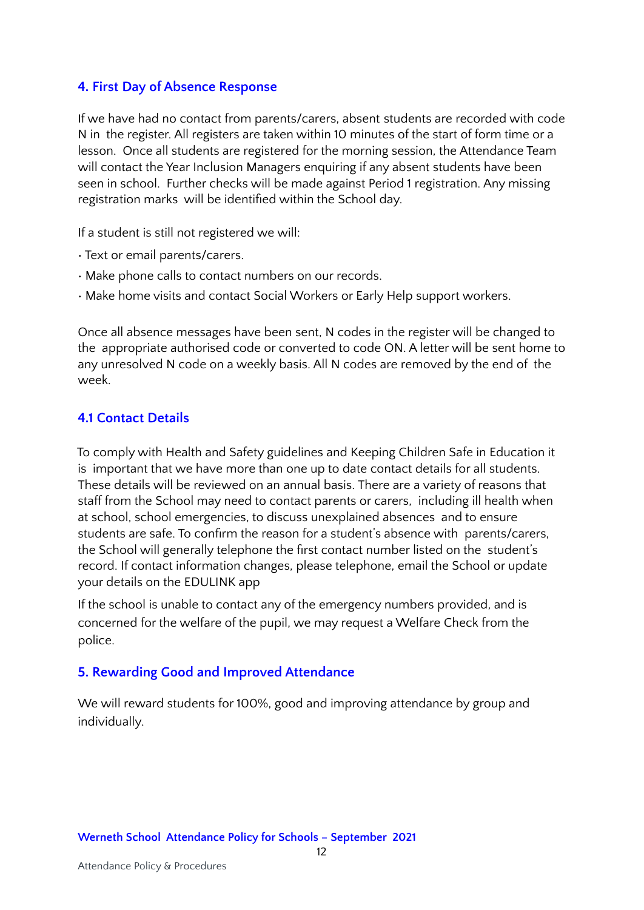## 4. First Day of Absence Response

If we have had no contact from parents/carers, absent students are recorded with code N in the register. All registers are taken within 10 minutes of the start of form time or a lesson. Once all students are registered for the morning session, the Attendance Team will contact the Year Inclusion Managers enquiring if any absent students have been seen in school. Further checks will be made against Period 1 registration. Any missing registration marks will be identified within the School day.

If a student is still not registered we will:

- Text or email parents/carers.
- Make phone calls to contact numbers on our records.
- Make home visits and contact Social Workers or Early Help support workers.

Once all absence messages have been sent, N codes in the register will be changed to the appropriate authorised code or converted to code ON. A letter will be sent home to any unresolved N code on a weekly basis. All N codes are removed by the end of the week.

### 4.1 Contact Details

To comply with Health and Safety guidelines and Keeping Children Safe in Education it is important that we have more than one up to date contact details for all students. These details will be reviewed on an annual basis. There are a variety of reasons that staff from the School may need to contact parents or carers, including ill health when at school, school emergencies, to discuss unexplained absences and to ensure students are safe. To confirm the reason for a student's absence with parents/carers, the School will generally telephone the first contact number listed on the student's record. If contact information changes, please telephone, email the School or update your details on the EDULINK app

If the school is unable to contact any of the emergency numbers provided, and is concerned for the welfare of the pupil, we may request a Welfare Check from the police.

## 5. Rewarding Good and Improved Attendance

We will reward students for 100%, good and improving attendance by group and individually.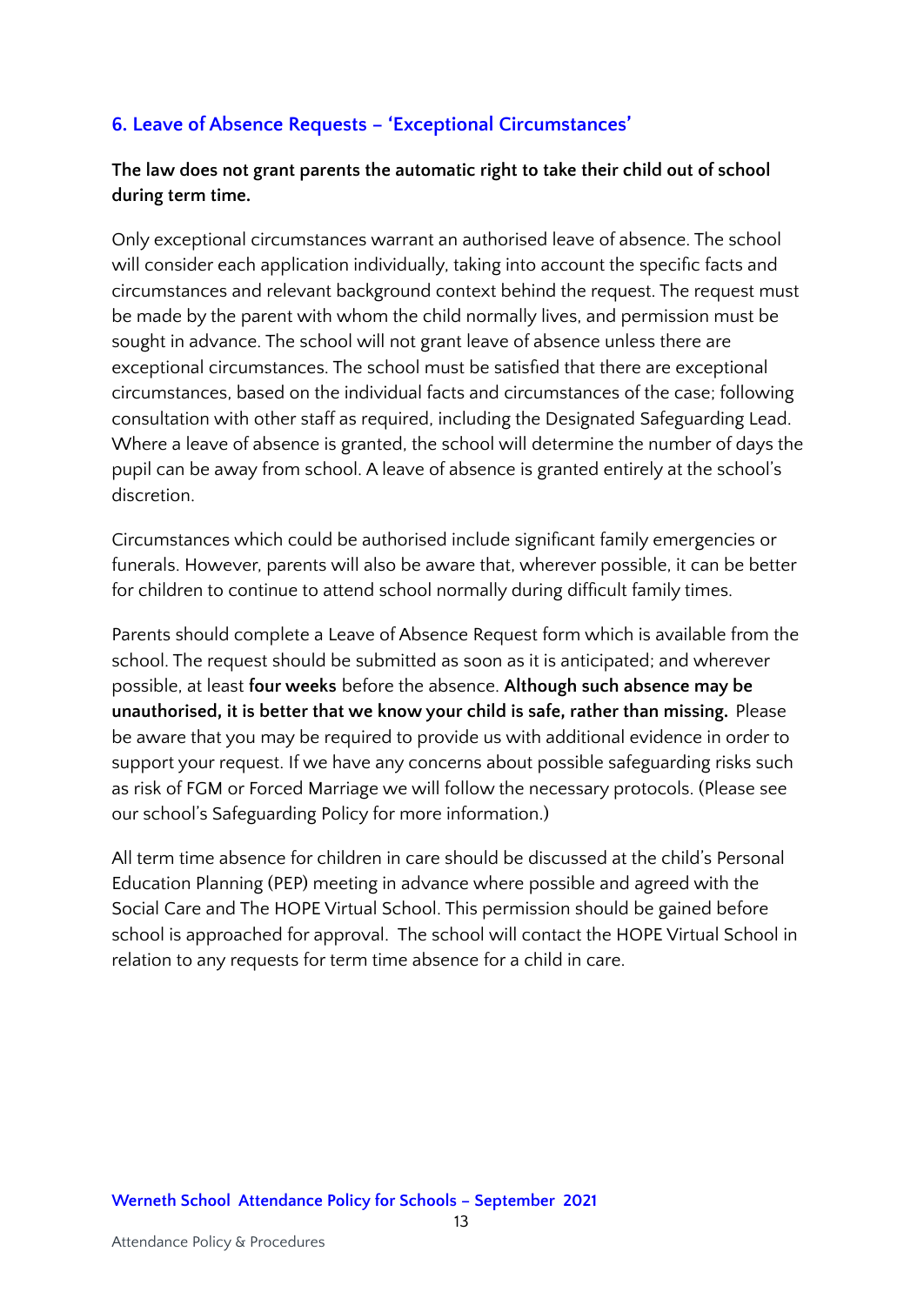## 6. Leave of Absence Requests – 'Exceptional Circumstances'

**The law does not grant parents the automatic right to take their child out of school during term time.**

Only exceptional circumstances warrant an authorised leave of absence. The school will consider each application individually, taking into account the specific facts and circumstances and relevant background context behind the request. The request must be made by the parent with whom the child normally lives, and permission must be sought in advance. The school will not grant leave of absence unless there are exceptional circumstances. The school must be satisfied that there are exceptional circumstances, based on the individual facts and circumstances of the case; following consultation with other staff as required, including the Designated Safeguarding Lead. Where a leave of absence is granted, the school will determine the number of days the pupil can be away from school. A leave of absence is granted entirely at the school's discretion.

Circumstances which could be authorised include significant family emergencies or funerals. However, parents will also be aware that, wherever possible, it can be better for children to continue to attend school normally during difficult family times.

Parents should complete a Leave of Absence Request form which is available from the school. The request should be submitted as soon as it is anticipated; and wherever possible, at least **four weeks** before the absence. **Although such absence may be unauthorised, it is better that we know your child is safe, rather than missing.** Please be aware that you may be required to provide us with additional evidence in order to support your request. If we have any concerns about possible safeguarding risks such as risk of FGM or Forced Marriage we will follow the necessary protocols. (Please see our school's Safeguarding Policy for more information.)

All term time absence for children in care should be discussed at the child's Personal Education Planning (PEP) meeting in advance where possible and agreed with the Social Care and The HOPE Virtual School. This permission should be gained before school is approached for approval. The school will contact the HOPE Virtual School in relation to any requests for term time absence for a child in care.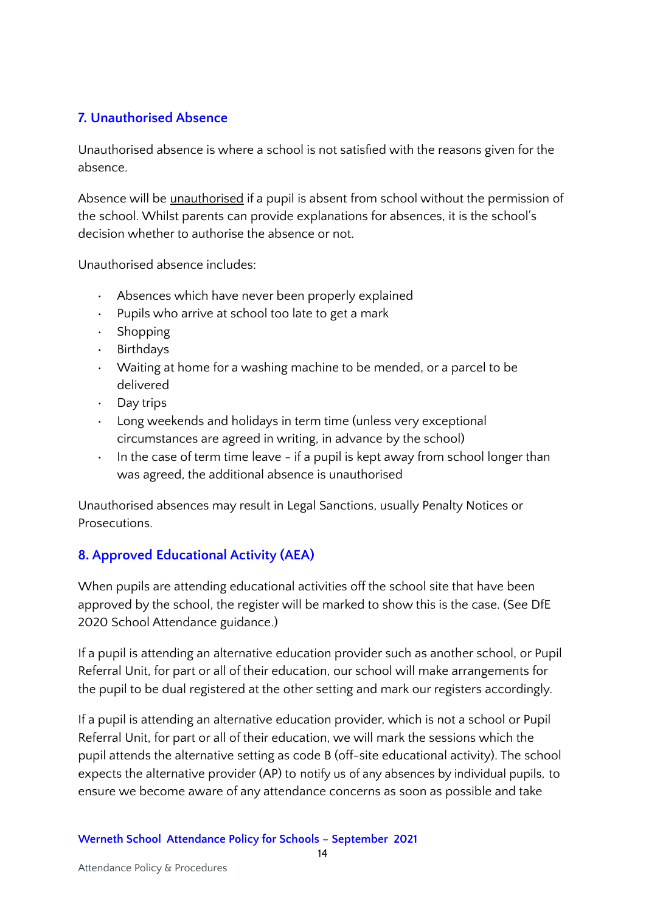## 7. Unauthorised Absence

Unauthorised absence is where a school is not satisfied with the reasons given for the absence.

Absence will be unauthorised if a pupil is absent from school without the permission of the school. Whilst parents can provide explanations for absences, it is the school's decision whether to authorise the absence or not.

Unauthorised absence includes:

- Absences which have never been properly explained
- Pupils who arrive at school too late to get a mark
- Shopping
- Birthdays
- Waiting at home for a washing machine to be mended, or a parcel to be delivered
- Day trips
- Long weekends and holidays in term time (unless very exceptional circumstances are agreed in writing, in advance by the school)
- In the case of term time leave - if a pupil is kept away from school longer than was agreed, the additional absence is unauthorised

Unauthorised absences may result in Legal Sanctions, usually Penalty Notices or Prosecutions.

## 8. Approved Educational Activity (AEA)

When pupils are attending educational activities off the school site that have been approved by the school, the register will be marked to show this is the case. (See DfE 2020 School Attendance guidance.)

If a pupil is attending an alternative education provider such as another school, or Pupil Referral Unit, for part or all of their education, our school will make arrangements for the pupil to be dual registered at the other setting and mark our registers accordingly.

If a pupil is attending an alternative education provider, which is not a school or Pupil Referral Unit, for part or all of their education, we will mark the sessions which the pupil attends the alternative setting as code B (off-site educational activity). The school expects the alternative provider (AP) to notify us of any absences by individual pupils, to ensure we become aware of any attendance concerns as soon as possible and take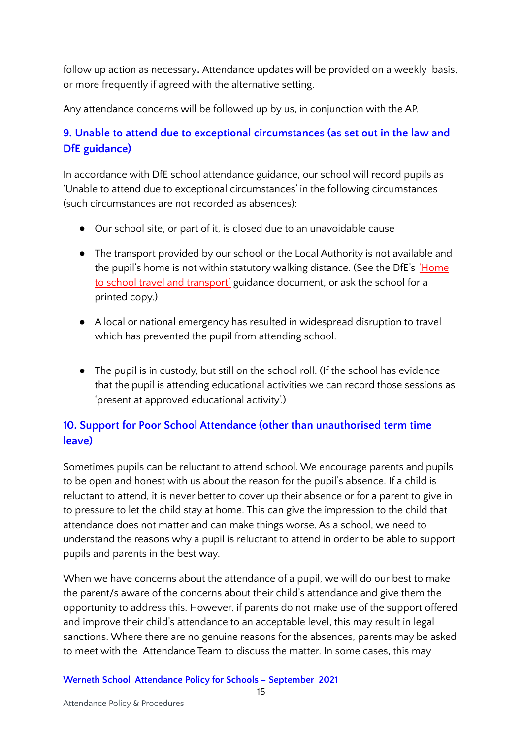follow up action as necessary**.** Attendance updates will be provided on a weekly basis, or more frequently if agreed with the alternative setting.

Any attendance concerns will be followed up by us, in conjunction with the AP.

## 9. Unable to attend due to exceptional circumstances (as set out in the law and DfE guidance)

In accordance with DfE school attendance guidance, our school will record pupils as 'Unable to attend due to exceptional circumstances' in the following circumstances (such circumstances are not recorded as absences):

- Our school site, or part of it, is closed due to an unavoidable cause
- The transport provided by our school or the Local Authority is not available and the pupil's home is not within statutory walking distance. (See the DfE's 'Home to school travel and transport' guidance document, or ask the school for a printed copy.)
- A local or national emergency has resulted in widespread disruption to travel which has prevented the pupil from attending school.
- The pupil is in custody, but still on the school roll. (If the school has evidence that the pupil is attending educational activities we can record those sessions as 'present at approved educational activity'.)

## 10. Support for Poor School Attendance (other than unauthorised term time leave)

Sometimes pupils can be reluctant to attend school. We encourage parents and pupils to be open and honest with us about the reason for the pupil's absence. If a child is reluctant to attend, it is never better to cover up their absence or for a parent to give in to pressure to let the child stay at home. This can give the impression to the child that attendance does not matter and can make things worse. As a school, we need to understand the reasons why a pupil is reluctant to attend in order to be able to support pupils and parents in the best way.

When we have concerns about the attendance of a pupil, we will do our best to make the parent/s aware of the concerns about their child's attendance and give them the opportunity to address this. However, if parents do not make use of the support offered and improve their child's attendance to an acceptable level, this may result in legal sanctions. Where there are no genuine reasons for the absences, parents may be asked to meet with the Attendance Team to discuss the matter. In some cases, this may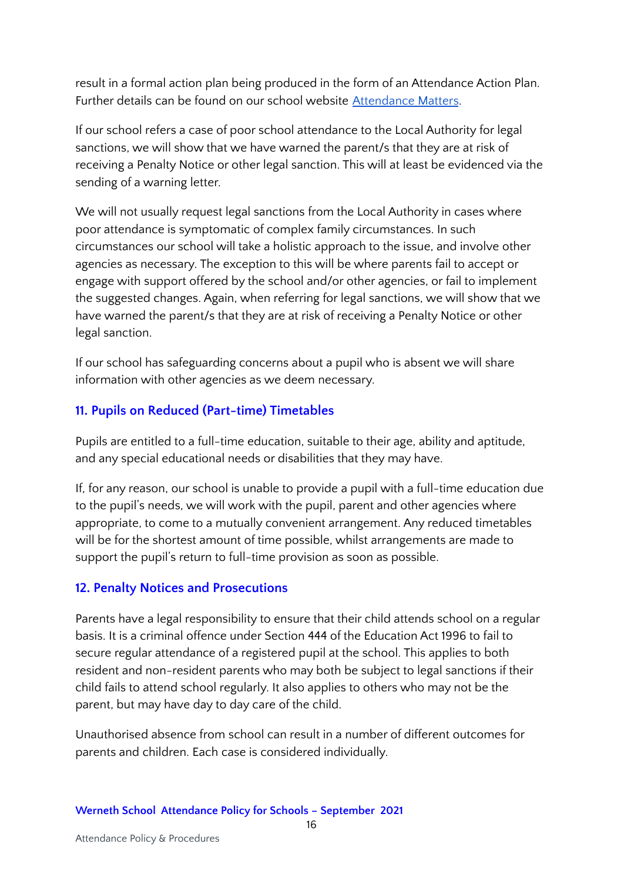result in a formal action plan being produced in the form of an Attendance Action Plan. Further details can be found on our school website [Attendance Matters](#).

If our school refers a case of poor school attendance to the Local Authority for legal sanctions, we will show that we have warned the parent/s that they are at risk of receiving a Penalty Notice or other legal sanction. This will at least be evidenced via the sending of a warning letter.

We will not usually request legal sanctions from the Local Authority in cases where poor attendance is symptomatic of complex family circumstances. In such circumstances our school will take a holistic approach to the issue, and involve other agencies as necessary. The exception to this will be where parents fail to accept or engage with support offered by the school and/or other agencies, or fail to implement the suggested changes. Again, when referring for legal sanctions, we will show that we have warned the parent/s that they are at risk of receiving a Penalty Notice or other legal sanction.

If our school has safeguarding concerns about a pupil who is absent we will share information with other agencies as we deem necessary.

## 11. Pupils on Reduced (Part-time) Timetables

Pupils are entitled to a full-time education, suitable to their age, ability and aptitude, and any special educational needs or disabilities that they may have.

If, for any reason, our school is unable to provide a pupil with a full-time education due to the pupil's needs, we will work with the pupil, parent and other agencies where appropriate, to come to a mutually convenient arrangement. Any reduced timetables will be for the shortest amount of time possible, whilst arrangements are made to support the pupil's return to full-time provision as soon as possible.

## 12. Penalty Notices and Prosecutions

Parents have a legal responsibility to ensure that their child attends school on a regular basis. It is a criminal offence under Section 444 of the Education Act 1996 to fail to secure regular attendance of a registered pupil at the school. This applies to both resident and non-resident parents who may both be subject to legal sanctions if their child fails to attend school regularly. It also applies to others who may not be the parent, but may have day to day care of the child.

Unauthorised absence from school can result in a number of different outcomes for parents and children. Each case is considered individually.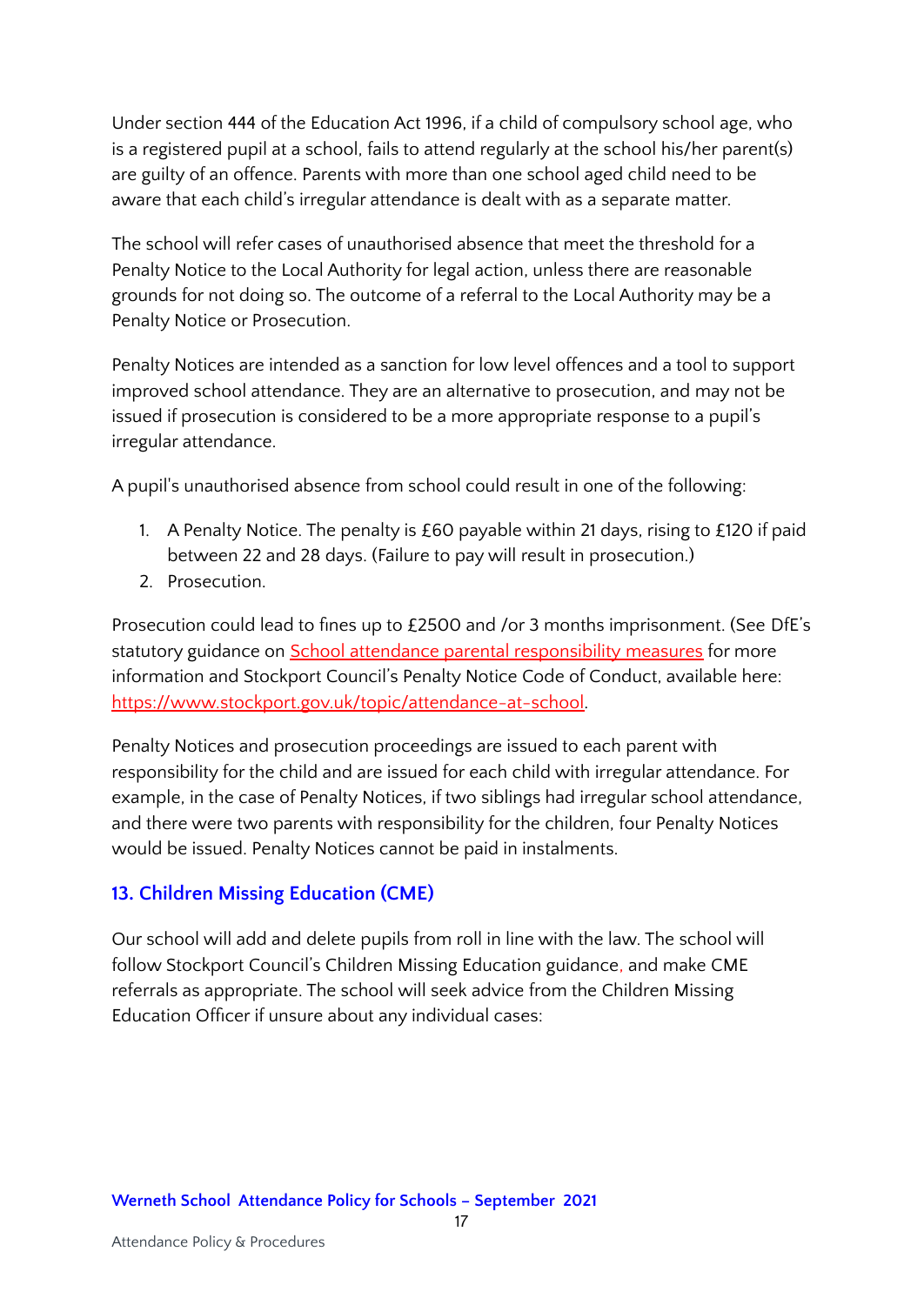Under section 444 of the Education Act 1996, if a child of compulsory school age, who is a registered pupil at a school, fails to attend regularly at the school his/her parent(s) are guilty of an offence. Parents with more than one school aged child need to be aware that each child's irregular attendance is dealt with as a separate matter.

The school will refer cases of unauthorised absence that meet the threshold for a Penalty Notice to the Local Authority for legal action, unless there are reasonable grounds for not doing so. The outcome of a referral to the Local Authority may be a Penalty Notice or Prosecution.

Penalty Notices are intended as a sanction for low level offences and a tool to support improved school attendance. They are an alternative to prosecution, and may not be issued if prosecution is considered to be a more appropriate response to a pupil's irregular attendance.

A pupil's unauthorised absence from school could result in one of the following:

1. A Penalty Notice. The penalty is £60 payable within 21 days, rising to £120 if paid between 22 and 28 days. (Failure to pay will result in prosecution.)
2. Prosecution.

Prosecution could lead to fines up to £2500 and /or 3 months imprisonment. (See DfE's statutory guidance on [School attendance parental responsibility measures]() for more information and Stockport Council's Penalty Notice Code of Conduct, available here: [https://www.stockport.gov.uk/topic/attendance-at-school](https://www.stockport.gov.uk/topic/attendance-at-school).

Penalty Notices and prosecution proceedings are issued to each parent with responsibility for the child and are issued for each child with irregular attendance. For example, in the case of Penalty Notices, if two siblings had irregular school attendance, and there were two parents with responsibility for the children, four Penalty Notices would be issued. Penalty Notices cannot be paid in instalments.

## 13. Children Missing Education (CME)

Our school will add and delete pupils from roll in line with the law. The school will follow Stockport Council's Children Missing Education guidance, and make CME referrals as appropriate. The school will seek advice from the Children Missing Education Officer if unsure about any individual cases: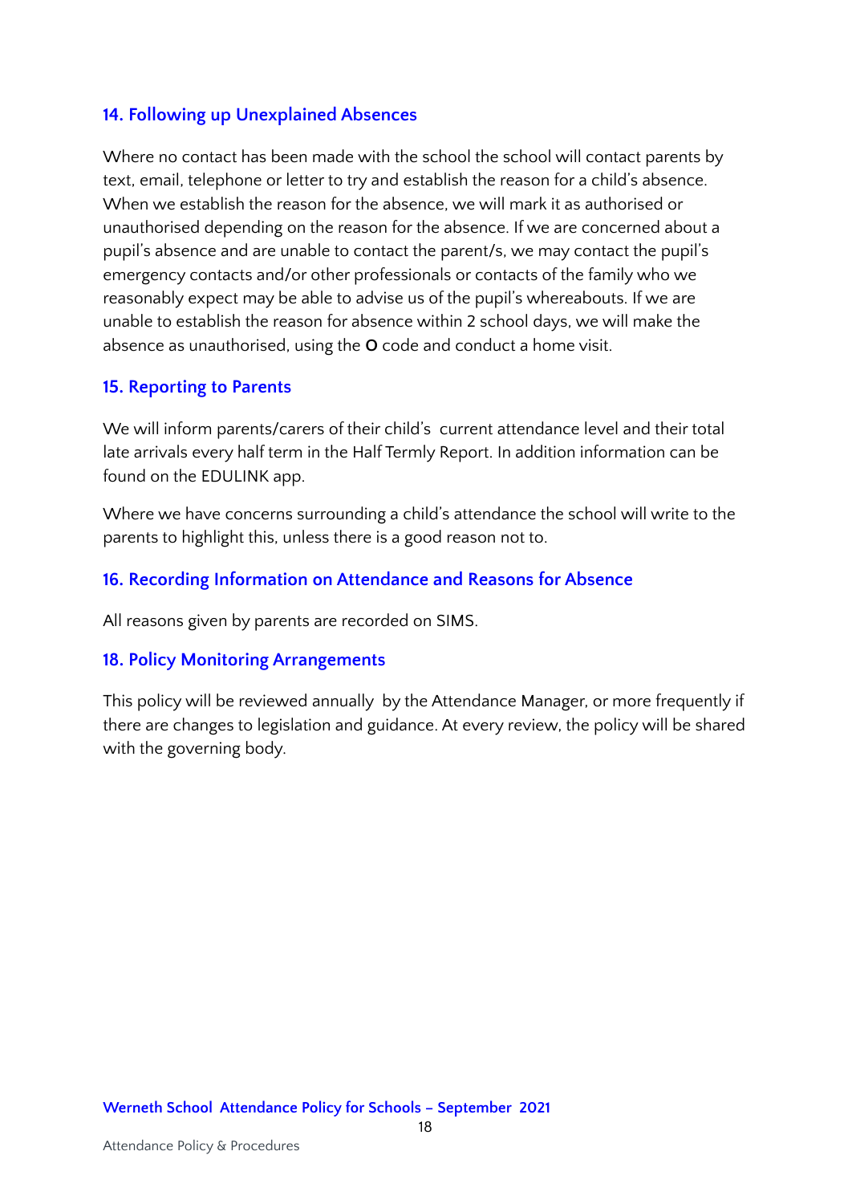## 14. Following up Unexplained Absences

Where no contact has been made with the school the school will contact parents by text, email, telephone or letter to try and establish the reason for a child's absence. When we establish the reason for the absence, we will mark it as authorised or unauthorised depending on the reason for the absence. If we are concerned about a pupil's absence and are unable to contact the parent/s, we may contact the pupil's emergency contacts and/or other professionals or contacts of the family who we reasonably expect may be able to advise us of the pupil's whereabouts. If we are unable to establish the reason for absence within 2 school days, we will make the absence as unauthorised, using the **O** code and conduct a home visit.

## 15. Reporting to Parents

We will inform parents/carers of their child's current attendance level and their total late arrivals every half term in the Half Termly Report. In addition information can be found on the EDULINK app.

Where we have concerns surrounding a child's attendance the school will write to the parents to highlight this, unless there is a good reason not to.

## 16. Recording Information on Attendance and Reasons for Absence

All reasons given by parents are recorded on SIMS.

## 18. Policy Monitoring Arrangements

This policy will be reviewed annually by the Attendance Manager, or more frequently if there are changes to legislation and guidance. At every review, the policy will be shared with the governing body.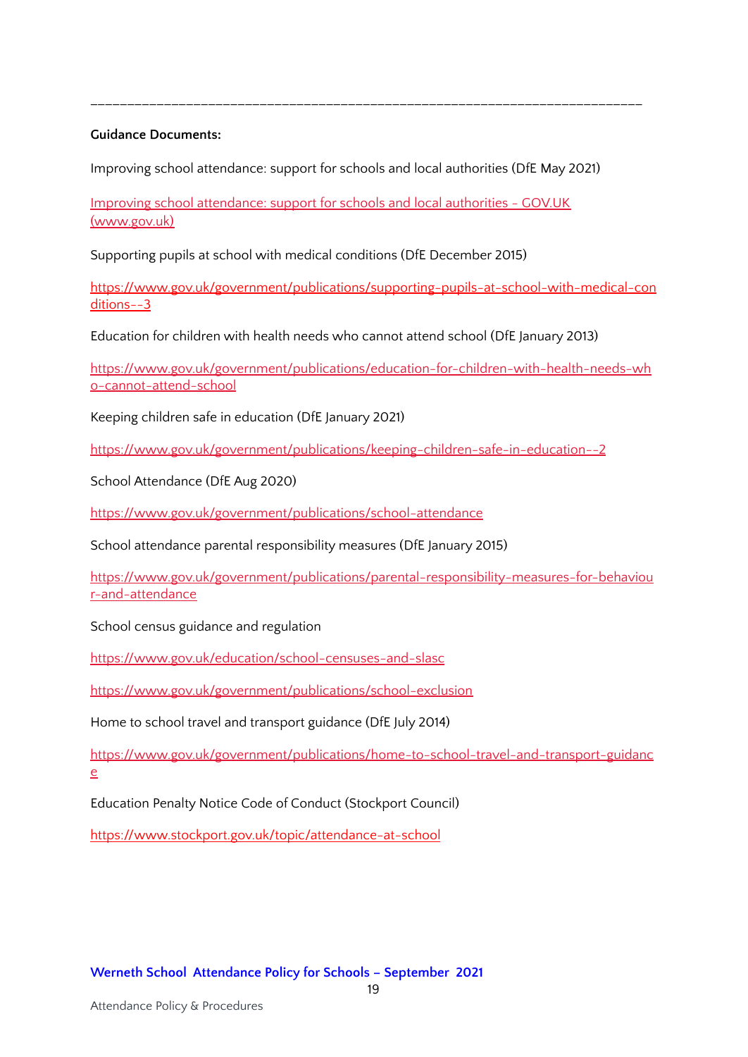---

**Guidance Documents:**

Improving school attendance: support for schools and local authorities (DfE May 2021)

[Improving school attendance: support for schools and local authorities - GOV.UK (www.gov.uk)]()

Supporting pupils at school with medical conditions (DfE December 2015)

https://www.gov.uk/government/publications/supporting-pupils-at-school-with-medical-conditions--3

Education for children with health needs who cannot attend school (DfE January 2013)

https://www.gov.uk/government/publications/education-for-children-with-health-needs-who-cannot-attend-school

Keeping children safe in education (DfE January 2021)

https://www.gov.uk/government/publications/keeping-children-safe-in-education--2

School Attendance (DfE Aug 2020)

https://www.gov.uk/government/publications/school-attendance

School attendance parental responsibility measures (DfE January 2015)

https://www.gov.uk/government/publications/parental-responsibility-measures-for-behaviour-and-attendance

School census guidance and regulation

https://www.gov.uk/education/school-censuses-and-slasc

https://www.gov.uk/government/publications/school-exclusion

Home to school travel and transport guidance (DfE July 2014)

https://www.gov.uk/government/publications/home-to-school-travel-and-transport-guidance

Education Penalty Notice Code of Conduct (Stockport Council)

https://www.stockport.gov.uk/topic/attendance-at-school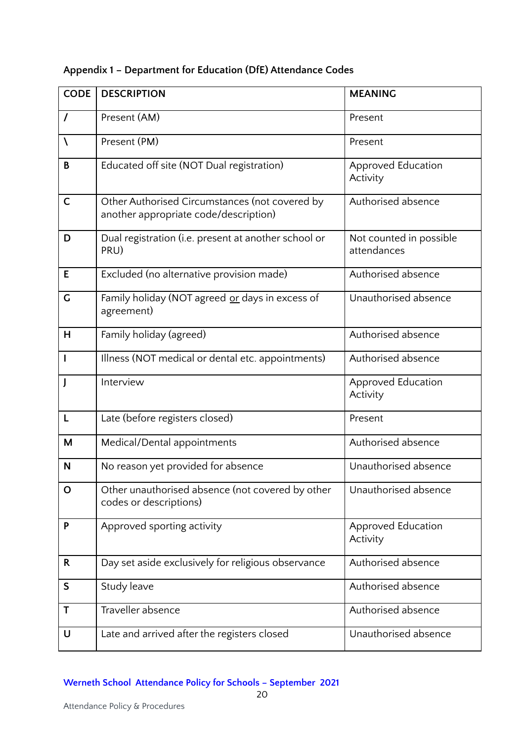**Appendix 1 – Department for Education (DfE) Attendance Codes**

| CODE | DESCRIPTION | MEANING |
|---|---|---|
| / | Present (AM) | Present |
| \ | Present (PM) | Present |
| B | Educated off site (NOT Dual registration) | Approved Education Activity |
| C | Other Authorised Circumstances (not covered by another appropriate code/description) | Authorised absence |
| D | Dual registration (i.e. present at another school or PRU) | Not counted in possible attendances |
| E | Excluded (no alternative provision made) | Authorised absence |
| G | Family holiday (NOT agreed <u>or</u> days in excess of agreement) | Unauthorised absence |
| H | Family holiday (agreed) | Authorised absence |
| I | Illness (NOT medical or dental etc. appointments) | Authorised absence |
| J | Interview | Approved Education Activity |
| L | Late (before registers closed) | Present |
| M | Medical/Dental appointments | Authorised absence |
| N | No reason yet provided for absence | Unauthorised absence |
| O | Other unauthorised absence (not covered by other codes or descriptions) | Unauthorised absence |
| P | Approved sporting activity | Approved Education Activity |
| R | Day set aside exclusively for religious observance | Authorised absence |
| S | Study leave | Authorised absence |
| T | Traveller absence | Authorised absence |
| U | Late and arrived after the registers closed | Unauthorised absence |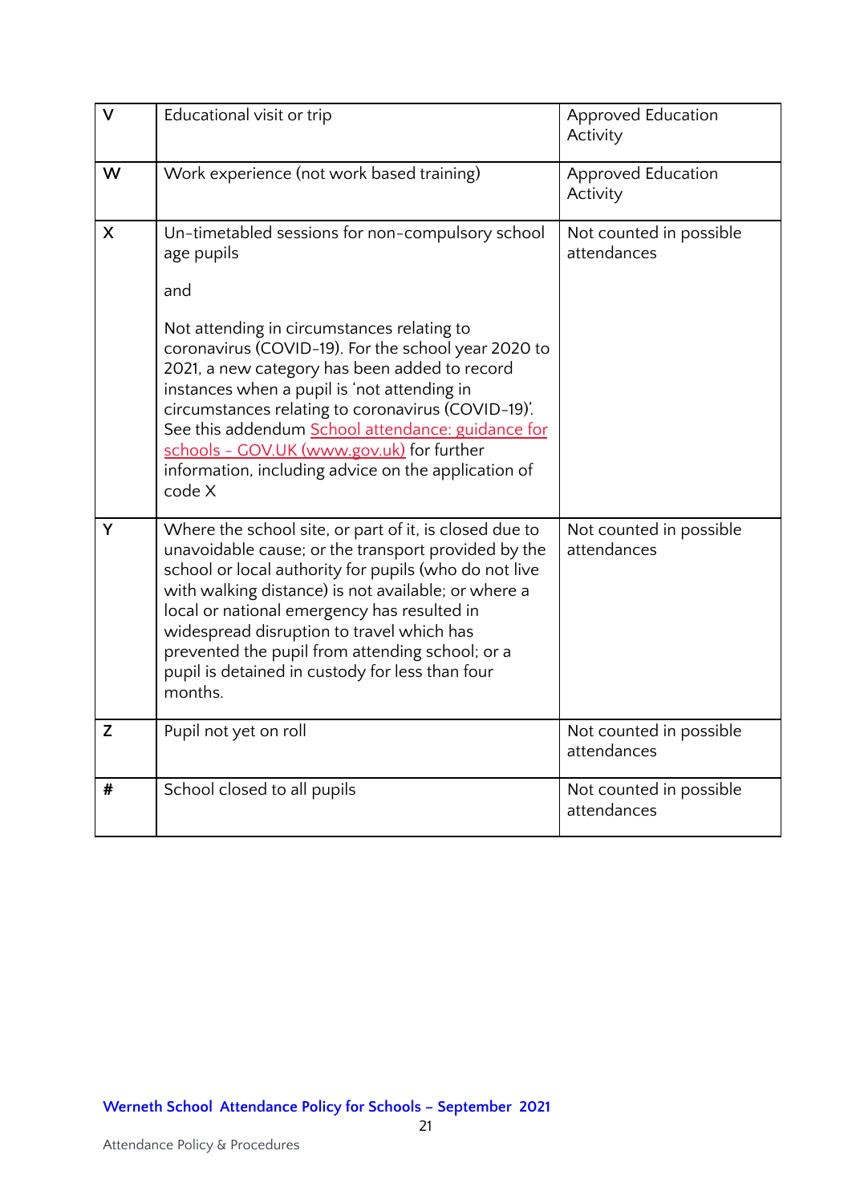| | | |
|---|---|---|
| V | Educational visit or trip | Approved Education Activity |
| W | Work experience (not work based training) | Approved Education Activity |
| X | Un-timetabled sessions for non-compulsory school age pupils<br><br>and<br><br>Not attending in circumstances relating to coronavirus (COVID-19). For the school year 2020 to 2021, a new category has been added to record instances when a pupil is 'not attending in circumstances relating to coronavirus (COVID-19)'. See this addendum [School attendance: guidance for schools - GOV.UK (www.gov.uk)]() for further information, including advice on the application of code X | Not counted in possible attendances |
| Y | Where the school site, or part of it, is closed due to unavoidable cause; or the transport provided by the school or local authority for pupils (who do not live with walking distance) is not available; or where a local or national emergency has resulted in widespread disruption to travel which has prevented the pupil from attending school; or a pupil is detained in custody for less than four months. | Not counted in possible attendances |
| Z | Pupil not yet on roll | Not counted in possible attendances |
| # | School closed to all pupils | Not counted in possible attendances |